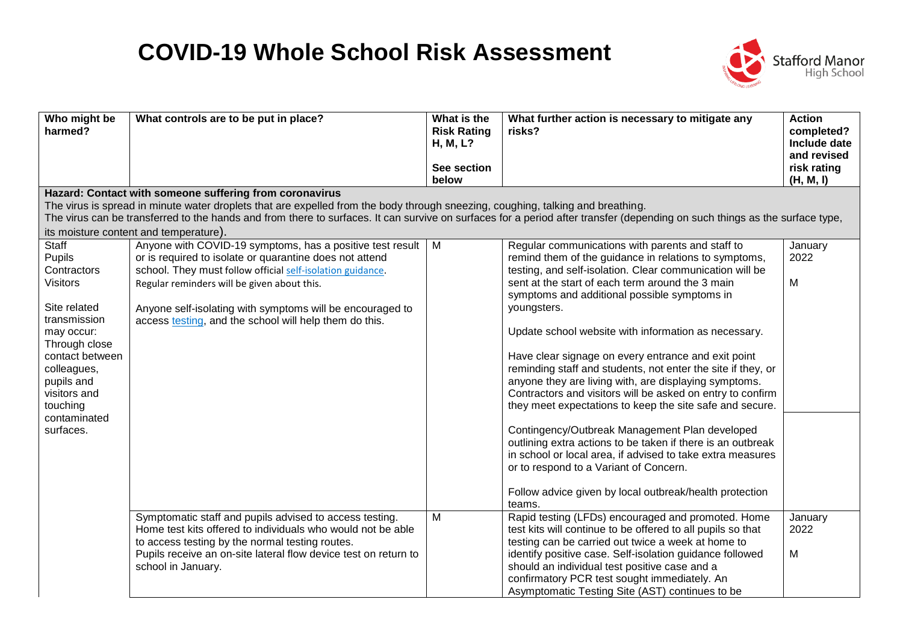# COVID-19 Whole School Risk Assessment

Stafford Manor High School

| Who might be harmed? | What controls are to be put in place? | What is the Risk Rating H, M, L? See section below | What further action is necessary to mitigate any risks? | Action completed? Include date and revised risk rating (H, M, l) |
|---|---|---|---|---|
| **Hazard: Contact with someone suffering from coronavirus** The virus is spread in minute water droplets that are expelled from the body through sneezing, coughing, talking and breathing. The virus can be transferred to the hands and from there to surfaces. It can survive on surfaces for a period after transfer (depending on such things as the surface type, its moisture content and temperature). | | | | |
| Staff<br>Pupils<br>Contractors<br>Visitors<br><br>Site related transmission may occur: Through close contact between colleagues, pupils and visitors and touching contaminated surfaces. | Anyone with COVID-19 symptoms, has a positive test result or is required to isolate or quarantine does not attend school. They must follow official [self-isolation guidance](). Regular reminders will be given about this.<br><br>Anyone self-isolating with symptoms will be encouraged to access [testing](), and the school will help them do this. | M | Regular communications with parents and staff to remind them of the guidance in relations to symptoms, testing, and self-isolation. Clear communication will be sent at the start of each term around the 3 main symptoms and additional possible symptoms in youngsters.<br><br>Update school website with information as necessary.<br><br>Have clear signage on every entrance and exit point reminding staff and students, not enter the site if they, or anyone they are living with, are displaying symptoms. Contractors and visitors will be asked on entry to confirm they meet expectations to keep the site safe and secure.<br><br>Contingency/Outbreak Management Plan developed outlining extra actions to be taken if there is an outbreak in school or local area, if advised to take extra measures or to respond to a Variant of Concern.<br><br>Follow advice given by local outbreak/health protection teams. | January 2022<br><br>M |
| | Symptomatic staff and pupils advised to access testing. Home test kits offered to individuals who would not be able to access testing by the normal testing routes. Pupils receive an on-site lateral flow device test on return to school in January. | M | Rapid testing (LFDs) encouraged and promoted. Home test kits will continue to be offered to all pupils so that testing can be carried out twice a week at home to identify positive case. Self-isolation guidance followed should an individual test positive case and a confirmatory PCR test sought immediately. An Asymptomatic Testing Site (AST) continues to be | January 2022<br><br>M |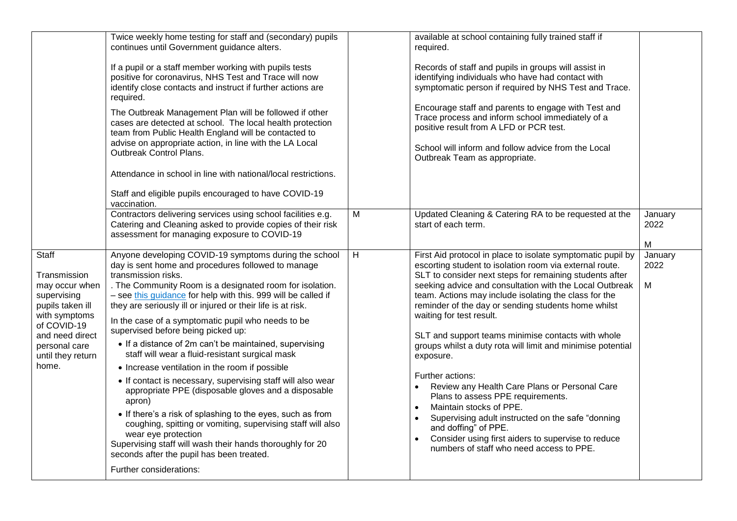| | | | | |
|---|---|---|---|---|
| | Twice weekly home testing for staff and (secondary) pupils continues until Government guidance alters.<br><br>If a pupil or a staff member working with pupils tests positive for coronavirus, NHS Test and Trace will now identify close contacts and instruct if further actions are required.<br><br>The Outbreak Management Plan will be followed if other cases are detected at school. The local health protection team from Public Health England will be contacted to advise on appropriate action, in line with the LA Local Outbreak Control Plans.<br><br>Attendance in school in line with national/local restrictions.<br><br>Staff and eligible pupils encouraged to have COVID-19 vaccination. | | available at school containing fully trained staff if required.<br><br>Records of staff and pupils in groups will assist in identifying individuals who have had contact with symptomatic person if required by NHS Test and Trace.<br><br>Encourage staff and parents to engage with Test and Trace process and inform school immediately of a positive result from A LFD or PCR test.<br><br>School will inform and follow advice from the Local Outbreak Team as appropriate. | |
| | Contractors delivering services using school facilities e.g. Catering and Cleaning asked to provide copies of their risk assessment for managing exposure to COVID-19 | M | Updated Cleaning & Catering RA to be requested at the start of each term. | January 2022<br><br>M |
| Staff<br><br>Transmission may occur when supervising pupils taken ill with symptoms of COVID-19 and need direct personal care until they return home. | Anyone developing COVID-19 symptoms during the school day is sent home and procedures followed to manage transmission risks.<br>. The Community Room is a designated room for isolation. – see [this guidance](this guidance) for help with this. 999 will be called if they are seriously ill or injured or their life is at risk.<br><br>In the case of a symptomatic pupil who needs to be supervised before being picked up:<br>• If a distance of 2m can't be maintained, supervising staff will wear a fluid-resistant surgical mask<br>• Increase ventilation in the room if possible<br>• If contact is necessary, supervising staff will also wear appropriate PPE (disposable gloves and a disposable apron)<br>• If there's a risk of splashing to the eyes, such as from coughing, spitting or vomiting, supervising staff will also wear eye protection<br>Supervising staff will wash their hands thoroughly for 20 seconds after the pupil has been treated.<br><br>Further considerations: | H | First Aid protocol in place to isolate symptomatic pupil by escorting student to isolation room via external route. SLT to consider next steps for remaining students after seeking advice and consultation with the Local Outbreak team. Actions may include isolating the class for the reminder of the day or sending students home whilst waiting for test result.<br><br>SLT and support teams minimise contacts with whole groups whilst a duty rota will limit and minimise potential exposure.<br><br>Further actions:<br>• Review any Health Care Plans or Personal Care Plans to assess PPE requirements.<br>• Maintain stocks of PPE.<br>• Supervising adult instructed on the safe "donning and doffing" of PPE.<br>• Consider using first aiders to supervise to reduce numbers of staff who need access to PPE. | January 2022<br><br>M |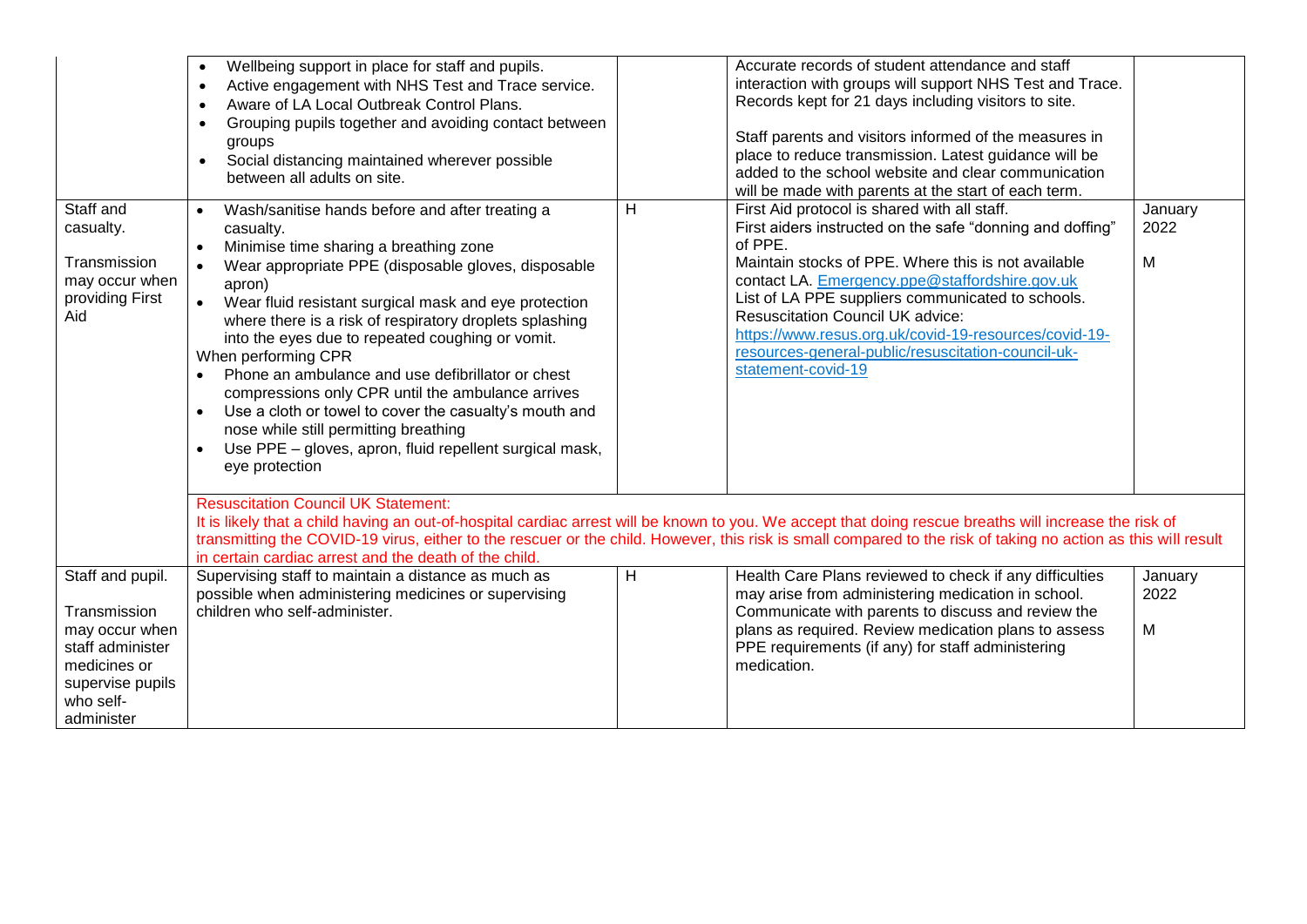| | | | | |
|---|---|---|---|---|
| | • Wellbeing support in place for staff and pupils.<br>• Active engagement with NHS Test and Trace service.<br>• Aware of LA Local Outbreak Control Plans.<br>• Grouping pupils together and avoiding contact between groups<br>• Social distancing maintained wherever possible between all adults on site. | | Accurate records of student attendance and staff interaction with groups will support NHS Test and Trace. Records kept for 21 days including visitors to site.<br><br>Staff parents and visitors informed of the measures in place to reduce transmission. Latest guidance will be added to the school website and clear communication will be made with parents at the start of each term. | |
| Staff and casualty.<br><br>Transmission may occur when providing First Aid | • Wash/sanitise hands before and after treating a casualty.<br>• Minimise time sharing a breathing zone<br>• Wear appropriate PPE (disposable gloves, disposable apron)<br>• Wear fluid resistant surgical mask and eye protection where there is a risk of respiratory droplets splashing into the eyes due to repeated coughing or vomit.<br>When performing CPR<br>• Phone an ambulance and use defibrillator or chest compressions only CPR until the ambulance arrives<br>• Use a cloth or towel to cover the casualty's mouth and nose while still permitting breathing<br>• Use PPE – gloves, apron, fluid repellent surgical mask, eye protection | H | First Aid protocol is shared with all staff.<br>First aiders instructed on the safe "donning and doffing" of PPE.<br>Maintain stocks of PPE. Where this is not available contact LA. [Emergency.ppe@staffordshire.gov.uk](mailto:Emergency.ppe@staffordshire.gov.uk)<br>List of LA PPE suppliers communicated to schools.<br>Resuscitation Council UK advice:<br>[https://www.resus.org.uk/covid-19-resources/covid-19-resources-general-public/resuscitation-council-uk-statement-covid-19](https://www.resus.org.uk/covid-19-resources/covid-19-resources-general-public/resuscitation-council-uk-statement-covid-19) | January 2022<br><br>M |
| | Resuscitation Council UK Statement:<br>It is likely that a child having an out-of-hospital cardiac arrest will be known to you. We accept that doing rescue breaths will increase the risk of transmitting the COVID-19 virus, either to the rescuer or the child. However, this risk is small compared to the risk of taking no action as this will result in certain cardiac arrest and the death of the child. | | | |
| Staff and pupil.<br><br>Transmission may occur when staff administer medicines or supervise pupils who self-administer | Supervising staff to maintain a distance as much as possible when administering medicines or supervising children who self-administer. | H | Health Care Plans reviewed to check if any difficulties may arise from administering medication in school. Communicate with parents to discuss and review the plans as required. Review medication plans to assess PPE requirements (if any) for staff administering medication. | January 2022<br><br>M |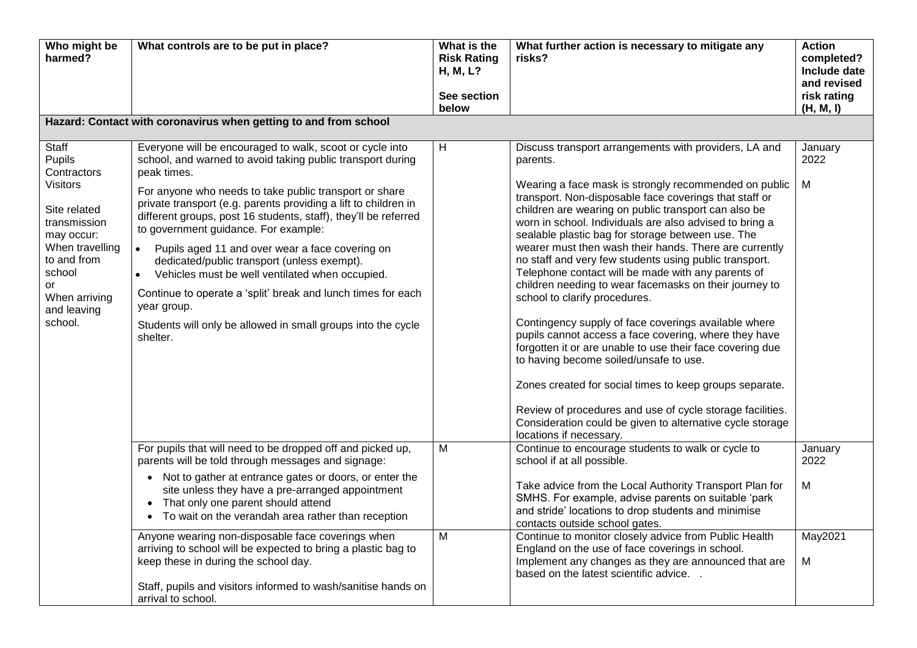| Who might be harmed? | What controls are to be put in place? | What is the Risk Rating H, M, L?<br><br>See section below | What further action is necessary to mitigate any risks? | Action completed? Include date and revised risk rating (H, M, l) |
|---|---|---|---|---|
| **Hazard: Contact with coronavirus when getting to and from school** | | | | |
| Staff<br>Pupils<br>Contractors<br>Visitors<br><br>Site related transmission may occur:<br>When travelling to and from school<br>or<br>When arriving and leaving school. | Everyone will be encouraged to walk, scoot or cycle into school, and warned to avoid taking public transport during peak times.<br><br>For anyone who needs to take public transport or share private transport (e.g. parents providing a lift to children in different groups, post 16 students, staff), they'll be referred to government guidance. For example:<br>• Pupils aged 11 and over wear a face covering on dedicated/public transport (unless exempt).<br>• Vehicles must be well ventilated when occupied.<br><br>Continue to operate a 'split' break and lunch times for each year group.<br><br>Students will only be allowed in small groups into the cycle shelter. | H | Discuss transport arrangements with providers, LA and parents.<br><br>Wearing a face mask is strongly recommended on public transport. Non-disposable face coverings that staff or children are wearing on public transport can also be worn in school. Individuals are also advised to bring a sealable plastic bag for storage between use. The wearer must then wash their hands. There are currently no staff and very few students using public transport. Telephone contact will be made with any parents of children needing to wear facemasks on their journey to school to clarify procedures.<br><br>Contingency supply of face coverings available where pupils cannot access a face covering, where they have forgotten it or are unable to use their face covering due to having become soiled/unsafe to use.<br><br>Zones created for social times to keep groups separate.<br><br>Review of procedures and use of cycle storage facilities. Consideration could be given to alternative cycle storage locations if necessary. | January 2022<br><br>M |
| | For pupils that will need to be dropped off and picked up, parents will be told through messages and signage:<br>• Not to gather at entrance gates or doors, or enter the site unless they have a pre-arranged appointment<br>• That only one parent should attend<br>• To wait on the verandah area rather than reception | M | Continue to encourage students to walk or cycle to school if at all possible.<br><br>Take advice from the Local Authority Transport Plan for SMHS. For example, advise parents on suitable 'park and stride' locations to drop students and minimise contacts outside school gates. | January 2022<br><br>M |
| | Anyone wearing non-disposable face coverings when arriving to school will be expected to bring a plastic bag to keep these in during the school day.<br><br>Staff, pupils and visitors informed to wash/sanitise hands on arrival to school. | M | Continue to monitor closely advice from Public Health England on the use of face coverings in school.<br>Implement any changes as they are announced that are based on the latest scientific advice. . | May2021<br><br>M |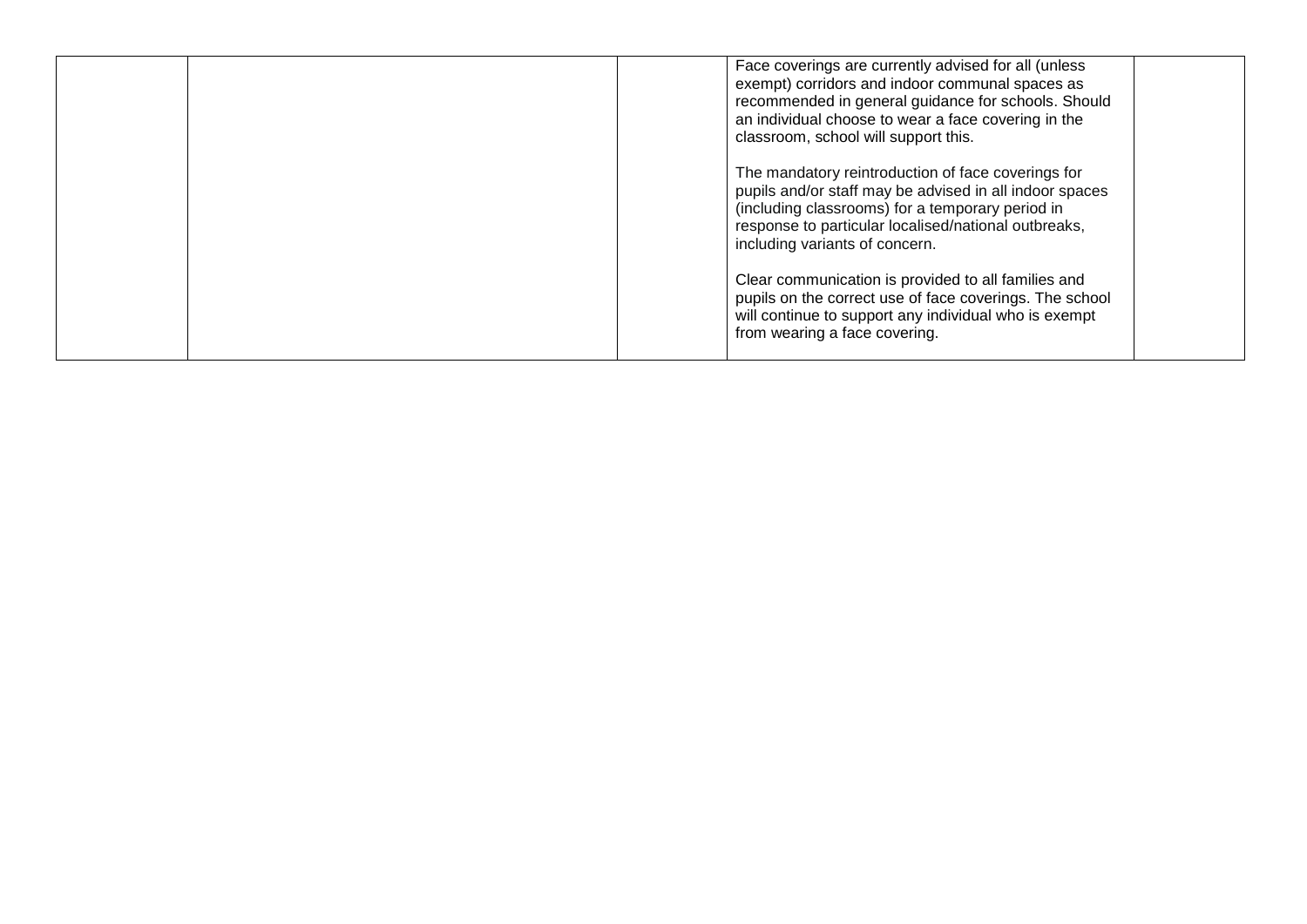| | | | | |
|---|---|---|---|---|
| | | | Face coverings are currently advised for all (unless exempt) corridors and indoor communal spaces as recommended in general guidance for schools. Should an individual choose to wear a face covering in the classroom, school will support this.<br><br>The mandatory reintroduction of face coverings for pupils and/or staff may be advised in all indoor spaces (including classrooms) for a temporary period in response to particular localised/national outbreaks, including variants of concern.<br><br>Clear communication is provided to all families and pupils on the correct use of face coverings. The school will continue to support any individual who is exempt from wearing a face covering. | |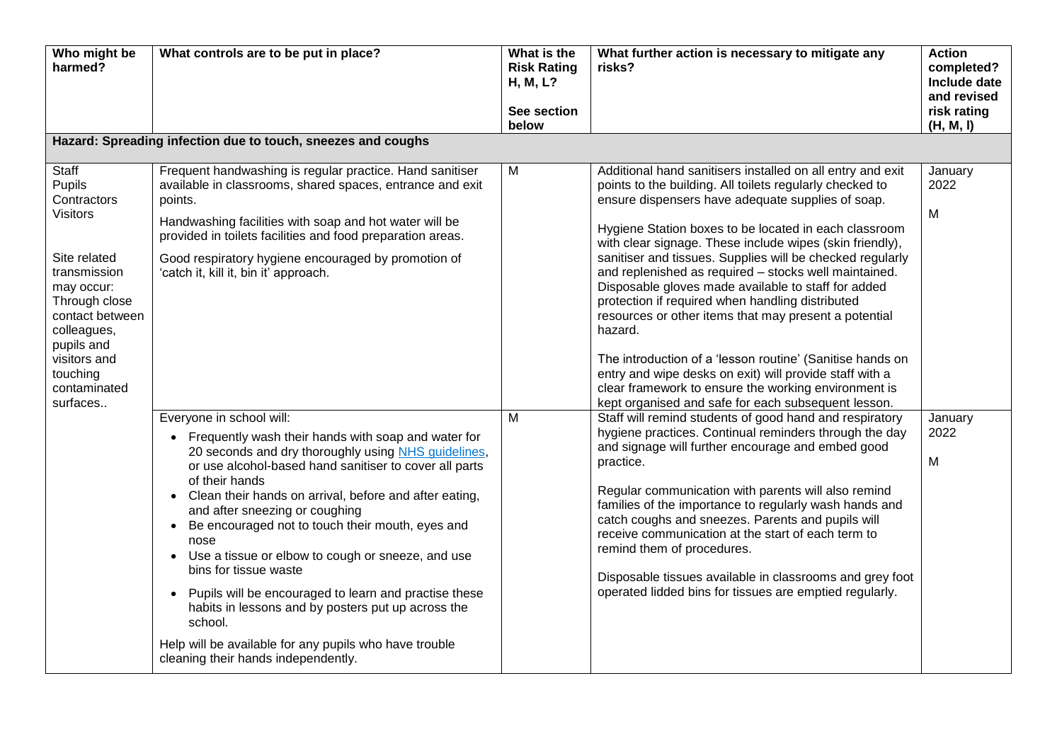| Who might be harmed? | What controls are to be put in place? | What is the Risk Rating H, M, L? See section below | What further action is necessary to mitigate any risks? | Action completed? Include date and revised risk rating (H, M, l) |
|---|---|---|---|---|
| **Hazard: Spreading infection due to touch, sneezes and coughs** | | | | |
| Staff<br>Pupils<br>Contractors<br>Visitors<br><br>Site related transmission may occur: Through close contact between colleagues, pupils and visitors and touching contaminated surfaces.. | Frequent handwashing is regular practice. Hand sanitiser available in classrooms, shared spaces, entrance and exit points.<br><br>Handwashing facilities with soap and hot water will be provided in toilets facilities and food preparation areas.<br><br>Good respiratory hygiene encouraged by promotion of 'catch it, kill it, bin it' approach. | M | Additional hand sanitisers installed on all entry and exit points to the building. All toilets regularly checked to ensure dispensers have adequate supplies of soap.<br><br>Hygiene Station boxes to be located in each classroom with clear signage. These include wipes (skin friendly), sanitiser and tissues. Supplies will be checked regularly and replenished as required – stocks well maintained. Disposable gloves made available to staff for added protection if required when handling distributed resources or other items that may present a potential hazard.<br><br>The introduction of a 'lesson routine' (Sanitise hands on entry and wipe desks on exit) will provide staff with a clear framework to ensure the working environment is kept organised and safe for each subsequent lesson. | January 2022<br><br>M |
| | Everyone in school will:<br>• Frequently wash their hands with soap and water for 20 seconds and dry thoroughly using [NHS guidelines](), or use alcohol-based hand sanitiser to cover all parts of their hands<br>• Clean their hands on arrival, before and after eating, and after sneezing or coughing<br>• Be encouraged not to touch their mouth, eyes and nose<br>• Use a tissue or elbow to cough or sneeze, and use bins for tissue waste<br>• Pupils will be encouraged to learn and practise these habits in lessons and by posters put up across the school.<br><br>Help will be available for any pupils who have trouble cleaning their hands independently. | M | Staff will remind students of good hand and respiratory hygiene practices. Continual reminders through the day and signage will further encourage and embed good practice.<br><br>Regular communication with parents will also remind families of the importance to regularly wash hands and catch coughs and sneezes. Parents and pupils will receive communication at the start of each term to remind them of procedures.<br><br>Disposable tissues available in classrooms and grey foot operated lidded bins for tissues are emptied regularly. | January 2022<br><br>M |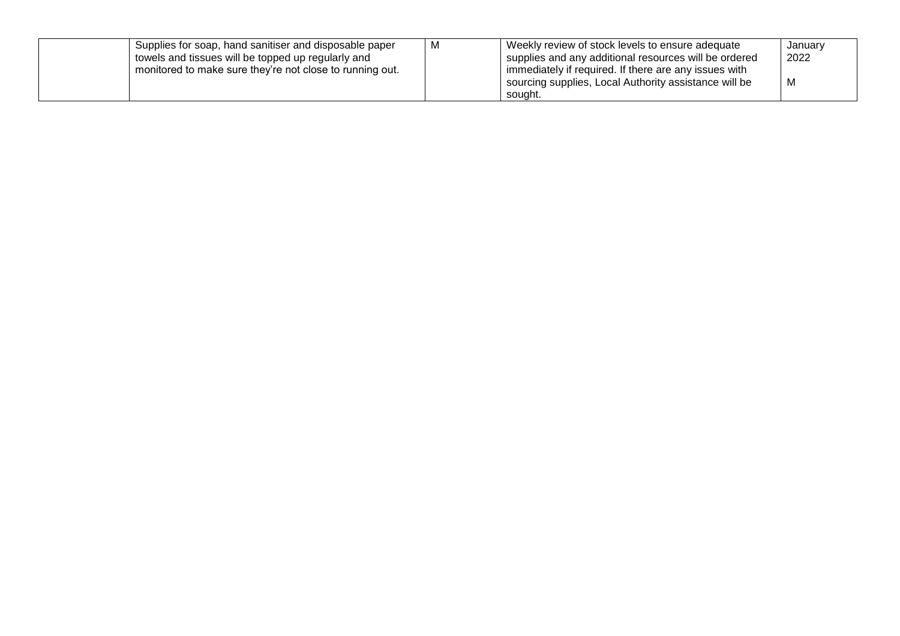| | | | | |
|---|---|---|---|---|
| | Supplies for soap, hand sanitiser and disposable paper towels and tissues will be topped up regularly and monitored to make sure they're not close to running out. | M | Weekly review of stock levels to ensure adequate supplies and any additional resources will be ordered immediately if required. If there are any issues with sourcing supplies, Local Authority assistance will be sought. | January 2022<br><br>M |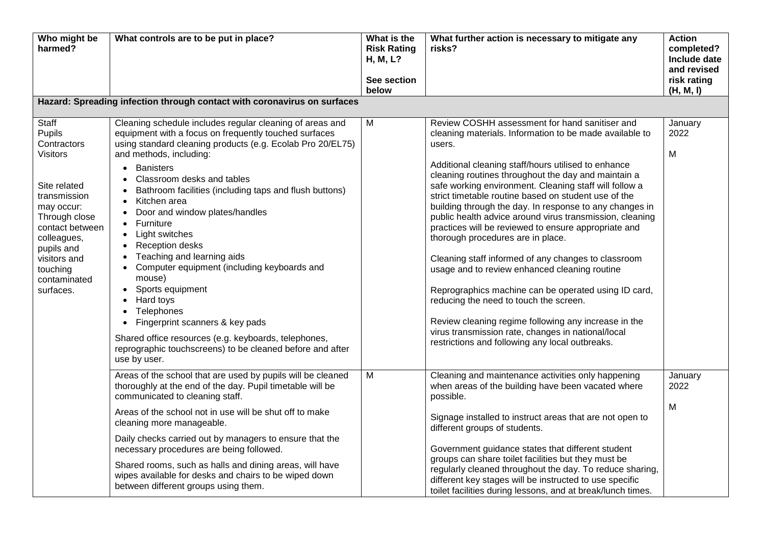| Who might be harmed? | What controls are to be put in place? | What is the Risk Rating H, M, L?<br><br>See section below | What further action is necessary to mitigate any risks? | Action completed? Include date and revised risk rating (H, M, l) |
|---|---|---|---|---|
| **Hazard: Spreading infection through contact with coronavirus on surfaces** | | | | |
| Staff<br>Pupils<br>Contractors<br>Visitors<br><br>Site related transmission may occur: Through close contact between colleagues, pupils and visitors and touching contaminated surfaces. | Cleaning schedule includes regular cleaning of areas and equipment with a focus on frequently touched surfaces using standard cleaning products (e.g. Ecolab Pro 20/EL75) and methods, including:<br>• Banisters<br>• Classroom desks and tables<br>• Bathroom facilities (including taps and flush buttons)<br>• Kitchen area<br>• Door and window plates/handles<br>• Furniture<br>• Light switches<br>• Reception desks<br>• Teaching and learning aids<br>• Computer equipment (including keyboards and mouse)<br>• Sports equipment<br>• Hard toys<br>• Telephones<br>• Fingerprint scanners & key pads<br><br>Shared office resources (e.g. keyboards, telephones, reprographic touchscreens) to be cleaned before and after use by user. | M | Review COSHH assessment for hand sanitiser and cleaning materials. Information to be made available to users.<br><br>Additional cleaning staff/hours utilised to enhance cleaning routines throughout the day and maintain a safe working environment. Cleaning staff will follow a strict timetable routine based on student use of the building through the day. In response to any changes in public health advice around virus transmission, cleaning practices will be reviewed to ensure appropriate and thorough procedures are in place.<br><br>Cleaning staff informed of any changes to classroom usage and to review enhanced cleaning routine<br><br>Reprographics machine can be operated using ID card, reducing the need to touch the screen.<br><br>Review cleaning regime following any increase in the virus transmission rate, changes in national/local restrictions and following any local outbreaks. | January 2022<br><br>M |
| | Areas of the school that are used by pupils will be cleaned thoroughly at the end of the day. Pupil timetable will be communicated to cleaning staff.<br><br>Areas of the school not in use will be shut off to make cleaning more manageable.<br><br>Daily checks carried out by managers to ensure that the necessary procedures are being followed.<br><br>Shared rooms, such as halls and dining areas, will have wipes available for desks and chairs to be wiped down between different groups using them. | M | Cleaning and maintenance activities only happening when areas of the building have been vacated where possible.<br><br>Signage installed to instruct areas that are not open to different groups of students.<br><br>Government guidance states that different student groups can share toilet facilities but they must be regularly cleaned throughout the day. To reduce sharing, different key stages will be instructed to use specific toilet facilities during lessons, and at break/lunch times. | January 2022<br><br>M |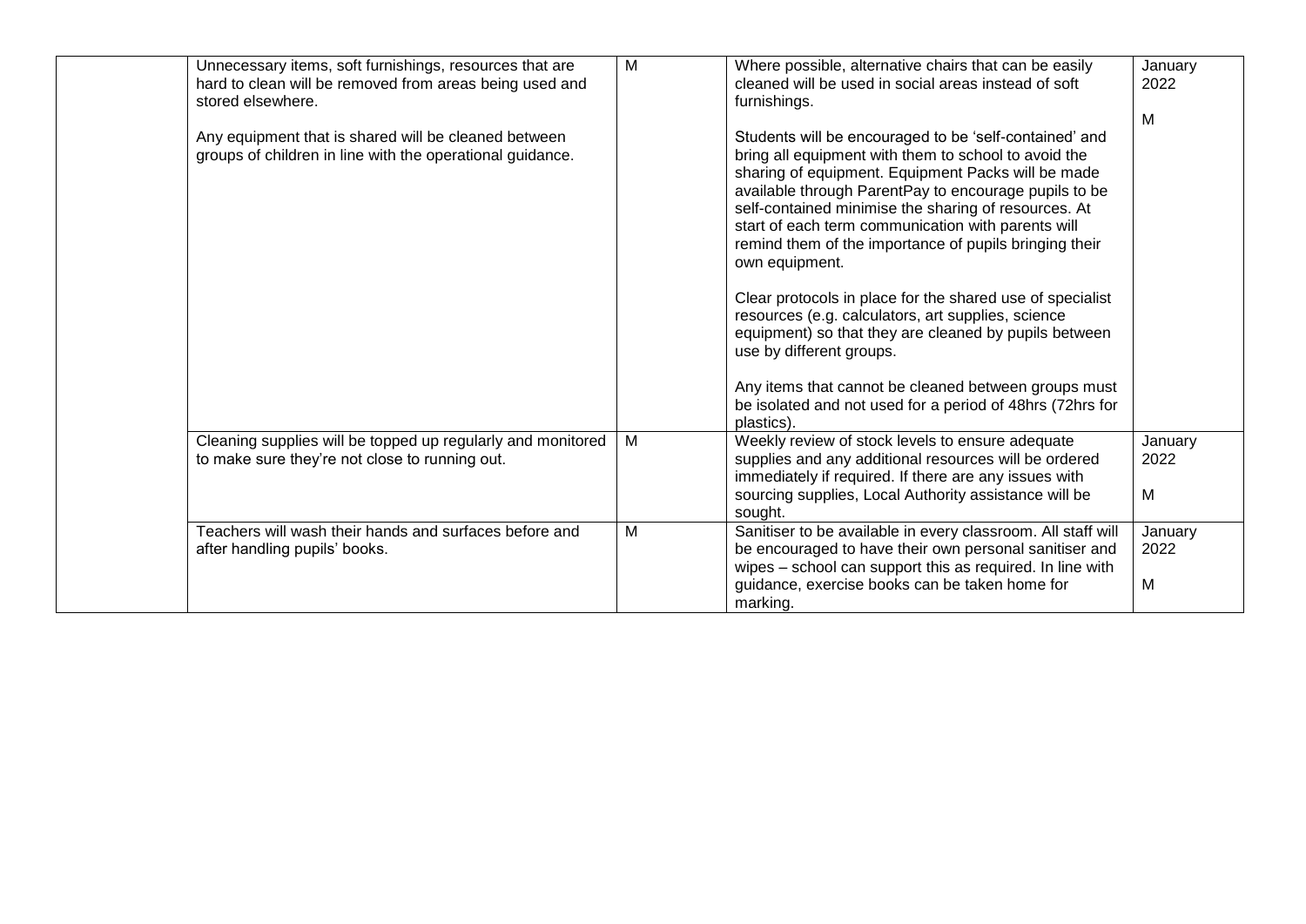| | | | | |
|---|---|---|---|---|
| | Unnecessary items, soft furnishings, resources that are hard to clean will be removed from areas being used and stored elsewhere.<br><br>Any equipment that is shared will be cleaned between groups of children in line with the operational guidance. | M | Where possible, alternative chairs that can be easily cleaned will be used in social areas instead of soft furnishings.<br><br>Students will be encouraged to be 'self-contained' and bring all equipment with them to school to avoid the sharing of equipment. Equipment Packs will be made available through ParentPay to encourage pupils to be self-contained minimise the sharing of resources. At start of each term communication with parents will remind them of the importance of pupils bringing their own equipment.<br><br>Clear protocols in place for the shared use of specialist resources (e.g. calculators, art supplies, science equipment) so that they are cleaned by pupils between use by different groups.<br><br>Any items that cannot be cleaned between groups must be isolated and not used for a period of 48hrs (72hrs for plastics). | January 2022<br><br>M |
| | Cleaning supplies will be topped up regularly and monitored to make sure they're not close to running out. | M | Weekly review of stock levels to ensure adequate supplies and any additional resources will be ordered immediately if required. If there are any issues with sourcing supplies, Local Authority assistance will be sought. | January 2022<br><br>M |
| | Teachers will wash their hands and surfaces before and after handling pupils' books. | M | Sanitiser to be available in every classroom. All staff will be encouraged to have their own personal sanitiser and wipes – school can support this as required. In line with guidance, exercise books can be taken home for marking. | January 2022<br><br>M |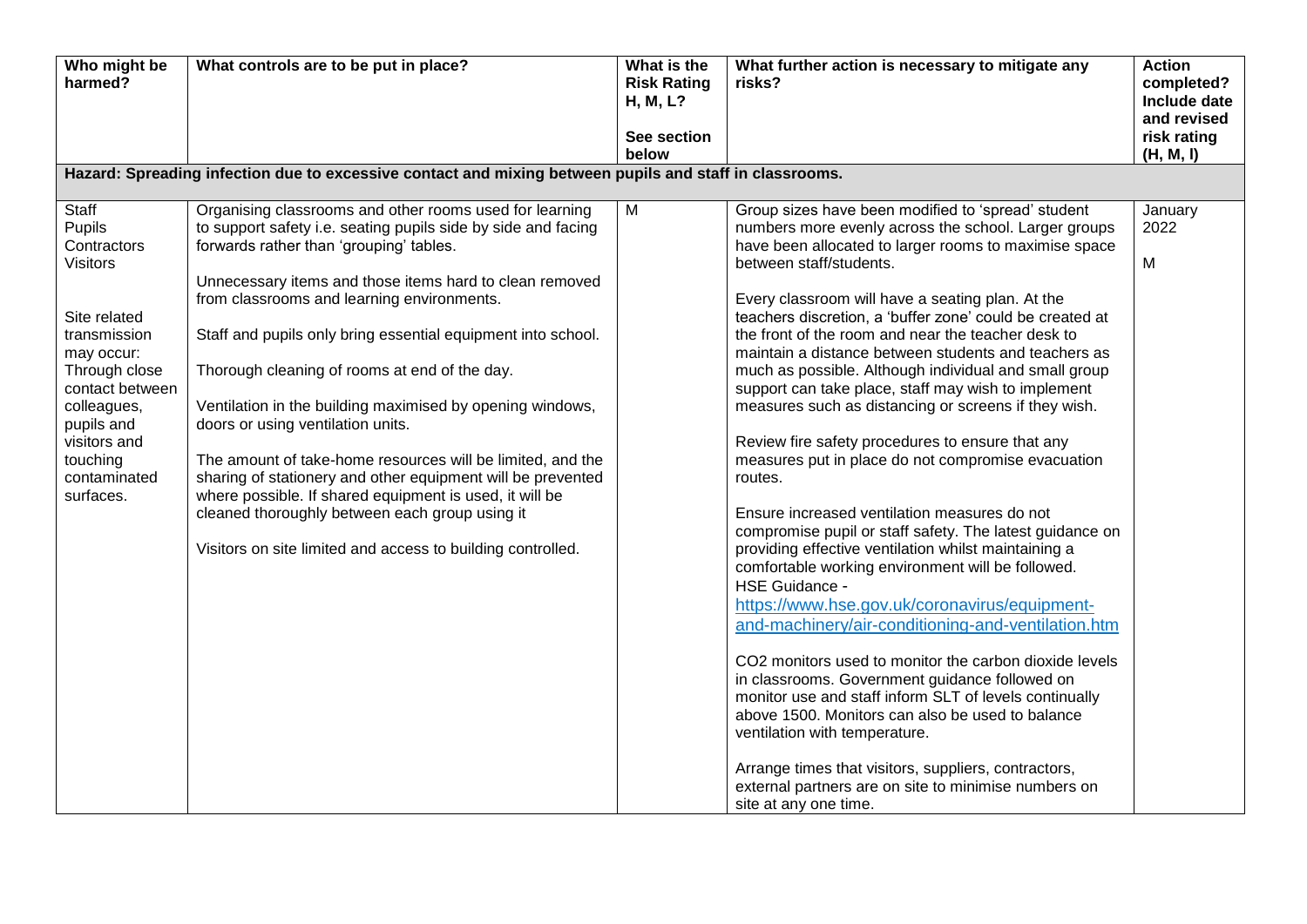| Who might be harmed? | What controls are to be put in place? | What is the Risk Rating H, M, L?<br><br>See section below | What further action is necessary to mitigate any risks? | Action completed? Include date and revised risk rating (H, M, l) |
|---|---|---|---|---|
| **Hazard: Spreading infection due to excessive contact and mixing between pupils and staff in classrooms.** | | | | |
| Staff<br>Pupils<br>Contractors<br>Visitors<br><br>Site related transmission may occur:<br>Through close contact between colleagues, pupils and visitors and touching contaminated surfaces. | Organising classrooms and other rooms used for learning to support safety i.e. seating pupils side by side and facing forwards rather than 'grouping' tables.<br><br>Unnecessary items and those items hard to clean removed from classrooms and learning environments.<br><br>Staff and pupils only bring essential equipment into school.<br><br>Thorough cleaning of rooms at end of the day.<br><br>Ventilation in the building maximised by opening windows, doors or using ventilation units.<br><br>The amount of take-home resources will be limited, and the sharing of stationery and other equipment will be prevented where possible. If shared equipment is used, it will be cleaned thoroughly between each group using it<br><br>Visitors on site limited and access to building controlled. | M | Group sizes have been modified to 'spread' student numbers more evenly across the school. Larger groups have been allocated to larger rooms to maximise space between staff/students.<br><br>Every classroom will have a seating plan. At the teachers discretion, a 'buffer zone' could be created at the front of the room and near the teacher desk to maintain a distance between students and teachers as much as possible. Although individual and small group support can take place, staff may wish to implement measures such as distancing or screens if they wish.<br><br>Review fire safety procedures to ensure that any measures put in place do not compromise evacuation routes.<br><br>Ensure increased ventilation measures do not compromise pupil or staff safety. The latest guidance on providing effective ventilation whilst maintaining a comfortable working environment will be followed.<br>HSE Guidance - https://www.hse.gov.uk/coronavirus/equipment-and-machinery/air-conditioning-and-ventilation.htm<br><br>CO2 monitors used to monitor the carbon dioxide levels in classrooms. Government guidance followed on monitor use and staff inform SLT of levels continually above 1500. Monitors can also be used to balance ventilation with temperature.<br><br>Arrange times that visitors, suppliers, contractors, external partners are on site to minimise numbers on site at any one time. | January 2022<br><br>M |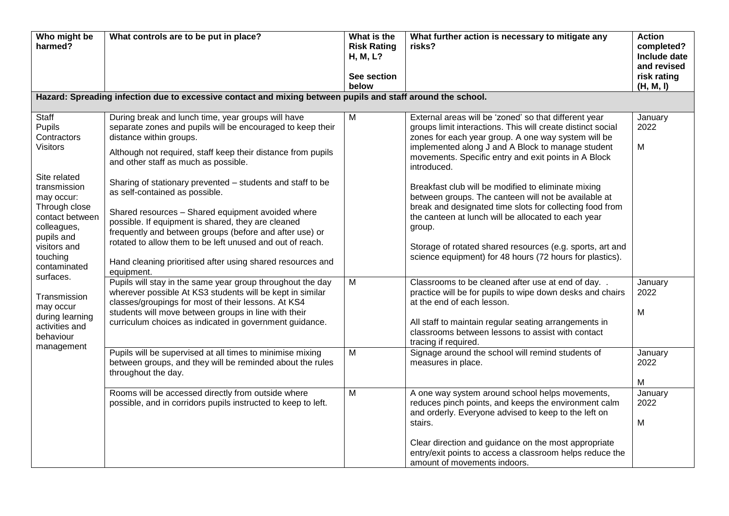| Who might be harmed? | What controls are to be put in place? | What is the Risk Rating H, M, L?<br><br>See section below | What further action is necessary to mitigate any risks? | Action completed? Include date and revised risk rating (H, M, l) |
|---|---|---|---|---|
| **Hazard: Spreading infection due to excessive contact and mixing between pupils and staff around the school.** | | | | |
| Staff<br>Pupils<br>Contractors<br>Visitors<br><br>Site related transmission may occur:<br>Through close contact between colleagues, pupils and visitors and touching contaminated surfaces.<br><br>Transmission may occur during learning activities and behaviour management | During break and lunch time, year groups will have separate zones and pupils will be encouraged to keep their distance within groups.<br><br>Although not required, staff keep their distance from pupils and other staff as much as possible.<br><br>Sharing of stationary prevented – students and staff to be as self-contained as possible.<br><br>Shared resources – Shared equipment avoided where possible. If equipment is shared, they are cleaned frequently and between groups (before and after use) or rotated to allow them to be left unused and out of reach.<br><br>Hand cleaning prioritised after using shared resources and equipment. | M | External areas will be 'zoned' so that different year groups limit interactions. This will create distinct social zones for each year group. A one way system will be implemented along J and A Block to manage student movements. Specific entry and exit points in A Block introduced.<br><br>Breakfast club will be modified to eliminate mixing between groups. The canteen will not be available at break and designated time slots for collecting food from the canteen at lunch will be allocated to each year group.<br><br>Storage of rotated shared resources (e.g. sports, art and science equipment) for 48 hours (72 hours for plastics). | January 2022<br><br>M |
| | Pupils will stay in the same year group throughout the day wherever possible At KS3 students will be kept in similar classes/groupings for most of their lessons. At KS4 students will move between groups in line with their curriculum choices as indicated in government guidance. | M | Classrooms to be cleaned after use at end of day. . practice will be for pupils to wipe down desks and chairs at the end of each lesson.<br><br>All staff to maintain regular seating arrangements in classrooms between lessons to assist with contact tracing if required. | January 2022<br><br>M |
| | Pupils will be supervised at all times to minimise mixing between groups, and they will be reminded about the rules throughout the day. | M | Signage around the school will remind students of measures in place. | January 2022<br><br>M |
| | Rooms will be accessed directly from outside where possible, and in corridors pupils instructed to keep to left. | M | A one way system around school helps movements, reduces pinch points, and keeps the environment calm and orderly. Everyone advised to keep to the left on stairs.<br><br>Clear direction and guidance on the most appropriate entry/exit points to access a classroom helps reduce the amount of movements indoors. | January 2022<br><br>M |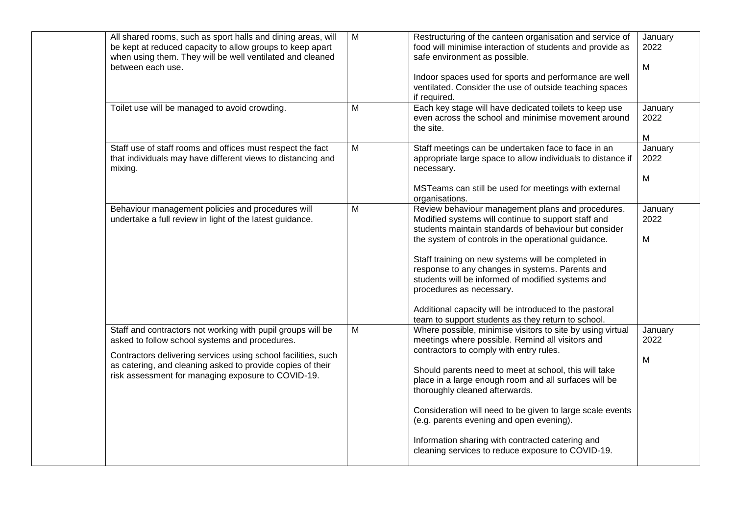|  | All shared rooms, such as sport halls and dining areas, will be kept at reduced capacity to allow groups to keep apart when using them. They will be well ventilated and cleaned between each use. | M | Restructuring of the canteen organisation and service of food will minimise interaction of students and provide as safe environment as possible.<br><br>Indoor spaces used for sports and performance are well ventilated. Consider the use of outside teaching spaces if required. | January 2022<br><br>M |
|---|---|---|---|---|
|  | Toilet use will be managed to avoid crowding. | M | Each key stage will have dedicated toilets to keep use even across the school and minimise movement around the site. | January 2022<br><br>M |
|  | Staff use of staff rooms and offices must respect the fact that individuals may have different views to distancing and mixing. | M | Staff meetings can be undertaken face to face in an appropriate large space to allow individuals to distance if necessary.<br><br>MSTeams can still be used for meetings with external organisations. | January 2022<br><br>M |
|  | Behaviour management policies and procedures will undertake a full review in light of the latest guidance. | M | Review behaviour management plans and procedures. Modified systems will continue to support staff and students maintain standards of behaviour but consider the system of controls in the operational guidance.<br><br>Staff training on new systems will be completed in response to any changes in systems. Parents and students will be informed of modified systems and procedures as necessary.<br><br>Additional capacity will be introduced to the pastoral team to support students as they return to school. | January 2022<br><br>M |
|  | Staff and contractors not working with pupil groups will be asked to follow school systems and procedures.<br><br>Contractors delivering services using school facilities, such as catering, and cleaning asked to provide copies of their risk assessment for managing exposure to COVID-19. | M | Where possible, minimise visitors to site by using virtual meetings where possible. Remind all visitors and contractors to comply with entry rules.<br><br>Should parents need to meet at school, this will take place in a large enough room and all surfaces will be thoroughly cleaned afterwards.<br><br>Consideration will need to be given to large scale events (e.g. parents evening and open evening).<br><br>Information sharing with contracted catering and cleaning services to reduce exposure to COVID-19. | January 2022<br><br>M |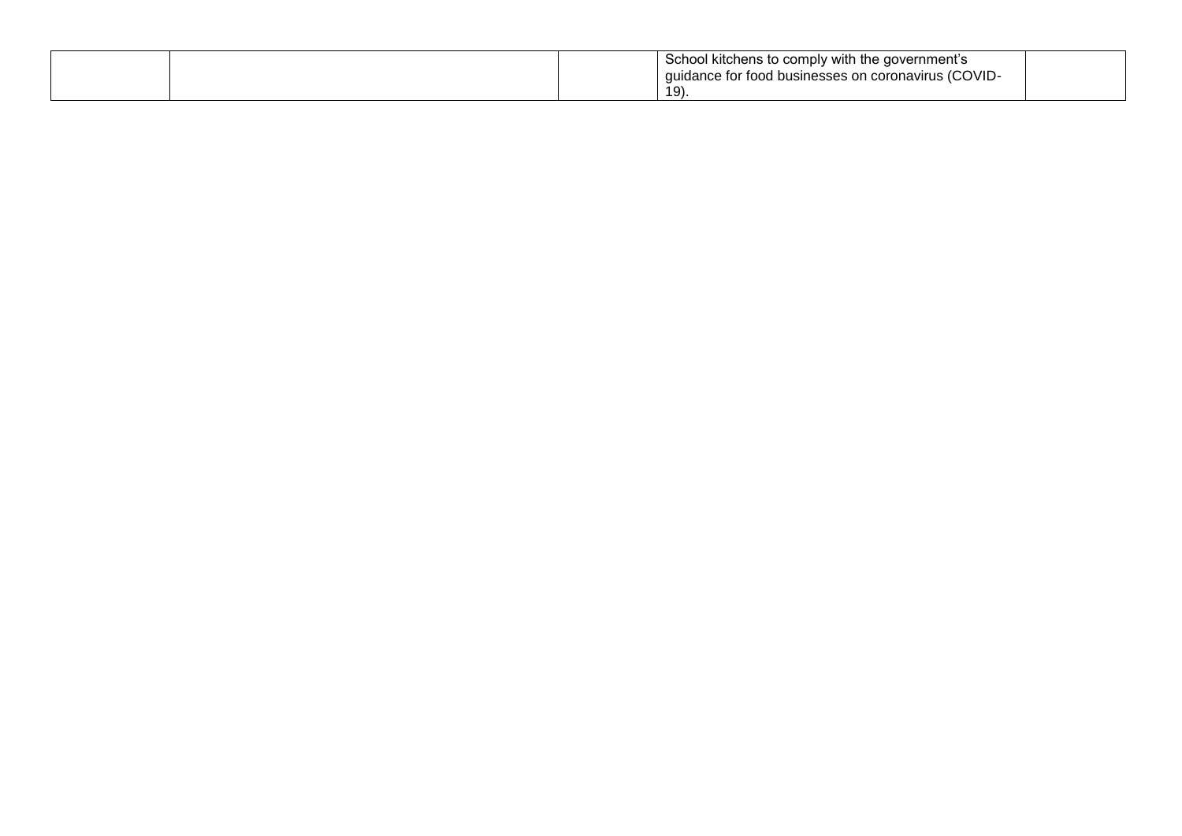| | | | | |
|---|---|---|---|---|
| | | | School kitchens to comply with the government's guidance for food businesses on coronavirus (COVID-19). | |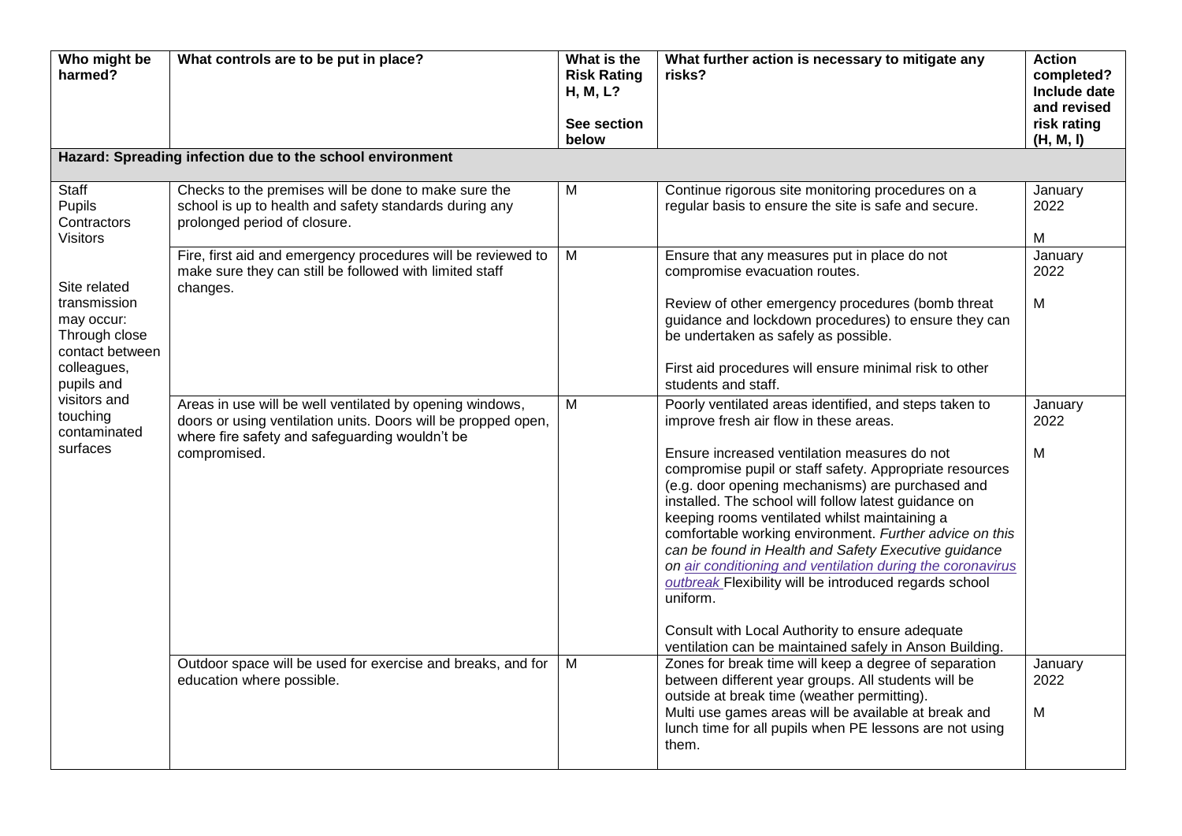| Who might be harmed? | What controls are to be put in place? | What is the Risk Rating H, M, L? See section below | What further action is necessary to mitigate any risks? | Action completed? Include date and revised risk rating (H, M, l) |
|---|---|---|---|---|
| **Hazard: Spreading infection due to the school environment** | | | | |
| Staff<br>Pupils<br>Contractors<br>Visitors<br><br>Site related transmission may occur: Through close contact between colleagues, pupils and visitors and touching contaminated surfaces | Checks to the premises will be done to make sure the school is up to health and safety standards during any prolonged period of closure. | M | Continue rigorous site monitoring procedures on a regular basis to ensure the site is safe and secure. | January 2022<br><br>M |
| | Fire, first aid and emergency procedures will be reviewed to make sure they can still be followed with limited staff changes. | M | Ensure that any measures put in place do not compromise evacuation routes.<br><br>Review of other emergency procedures (bomb threat guidance and lockdown procedures) to ensure they can be undertaken as safely as possible.<br><br>First aid procedures will ensure minimal risk to other students and staff. | January 2022<br><br>M |
| | Areas in use will be well ventilated by opening windows, doors or using ventilation units. Doors will be propped open, where fire safety and safeguarding wouldn't be compromised. | M | Poorly ventilated areas identified, and steps taken to improve fresh air flow in these areas.<br><br>Ensure increased ventilation measures do not compromise pupil or staff safety. Appropriate resources (e.g. door opening mechanisms) are purchased and installed. The school will follow latest guidance on keeping rooms ventilated whilst maintaining a comfortable working environment. *Further advice on this can be found in Health and Safety Executive guidance on [air conditioning and ventilation during the coronavirus outbreak](#)* Flexibility will be introduced regards school uniform.<br><br>Consult with Local Authority to ensure adequate ventilation can be maintained safely in Anson Building. | January 2022<br><br>M |
| | Outdoor space will be used for exercise and breaks, and for education where possible. | M | Zones for break time will keep a degree of separation between different year groups. All students will be outside at break time (weather permitting).<br>Multi use games areas will be available at break and lunch time for all pupils when PE lessons are not using them. | January 2022<br><br>M |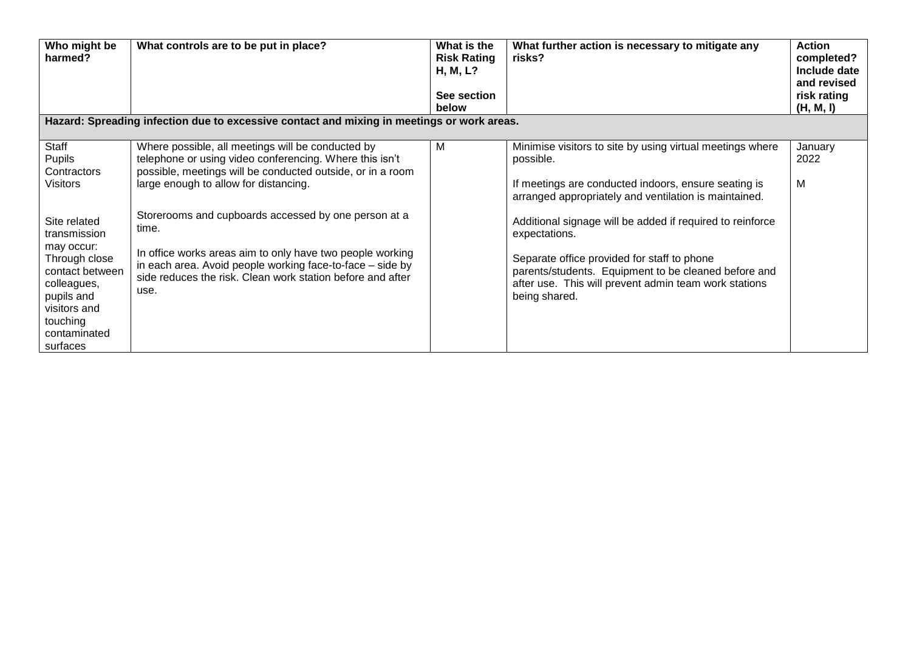| Who might be harmed? | What controls are to be put in place? | What is the Risk Rating H, M, L?<br><br>See section below | What further action is necessary to mitigate any risks? | Action completed? Include date and revised risk rating (H, M, l) |
|---|---|---|---|---|
| **Hazard: Spreading infection due to excessive contact and mixing in meetings or work areas.** | | | | |
| Staff<br>Pupils<br>Contractors<br>Visitors<br><br>Site related transmission may occur: Through close contact between colleagues, pupils and visitors and touching contaminated surfaces | Where possible, all meetings will be conducted by telephone or using video conferencing. Where this isn't possible, meetings will be conducted outside, or in a room large enough to allow for distancing.<br><br>Storerooms and cupboards accessed by one person at a time.<br><br>In office works areas aim to only have two people working in each area. Avoid people working face-to-face – side by side reduces the risk. Clean work station before and after use. | M | Minimise visitors to site by using virtual meetings where possible.<br><br>If meetings are conducted indoors, ensure seating is arranged appropriately and ventilation is maintained.<br><br>Additional signage will be added if required to reinforce expectations.<br><br>Separate office provided for staff to phone parents/students. Equipment to be cleaned before and after use. This will prevent admin team work stations being shared. | January 2022<br><br>M |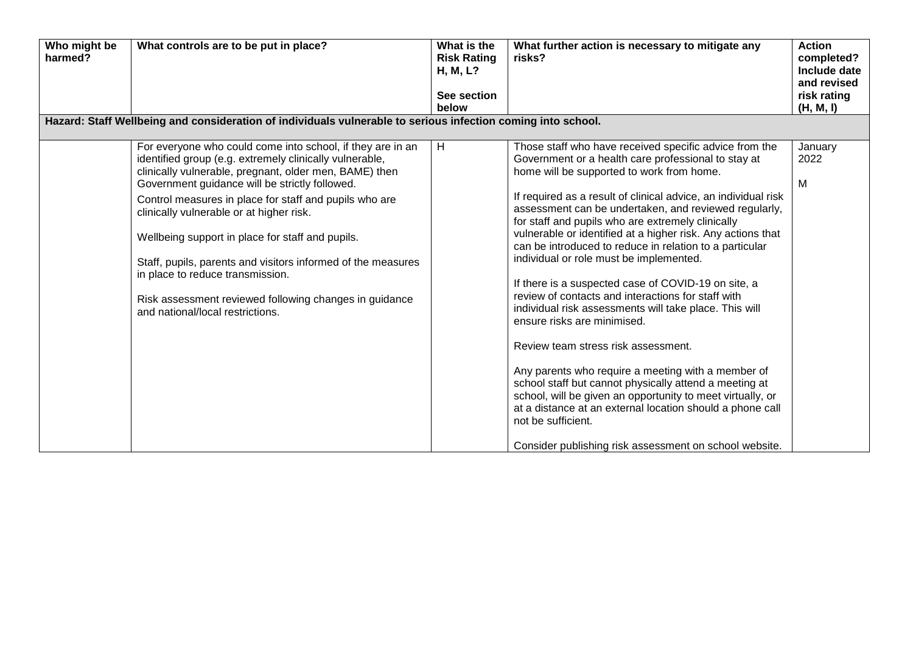| Who might be harmed? | What controls are to be put in place? | What is the Risk Rating H, M, L?<br><br>See section below | What further action is necessary to mitigate any risks? | Action completed? Include date and revised risk rating (H, M, l) |
|---|---|---|---|---|
| **Hazard: Staff Wellbeing and consideration of individuals vulnerable to serious infection coming into school.** | | | | |
| | For everyone who could come into school, if they are in an identified group (e.g. extremely clinically vulnerable, clinically vulnerable, pregnant, older men, BAME) then Government guidance will be strictly followed.<br><br>Control measures in place for staff and pupils who are clinically vulnerable or at higher risk.<br><br>Wellbeing support in place for staff and pupils.<br><br>Staff, pupils, parents and visitors informed of the measures in place to reduce transmission.<br><br>Risk assessment reviewed following changes in guidance and national/local restrictions. | H | Those staff who have received specific advice from the Government or a health care professional to stay at home will be supported to work from home.<br><br>If required as a result of clinical advice, an individual risk assessment can be undertaken, and reviewed regularly, for staff and pupils who are extremely clinically vulnerable or identified at a higher risk. Any actions that can be introduced to reduce in relation to a particular individual or role must be implemented.<br><br>If there is a suspected case of COVID-19 on site, a review of contacts and interactions for staff with individual risk assessments will take place. This will ensure risks are minimised.<br><br>Review team stress risk assessment.<br><br>Any parents who require a meeting with a member of school staff but cannot physically attend a meeting at school, will be given an opportunity to meet virtually, or at a distance at an external location should a phone call not be sufficient.<br><br>Consider publishing risk assessment on school website. | January 2022<br><br>M |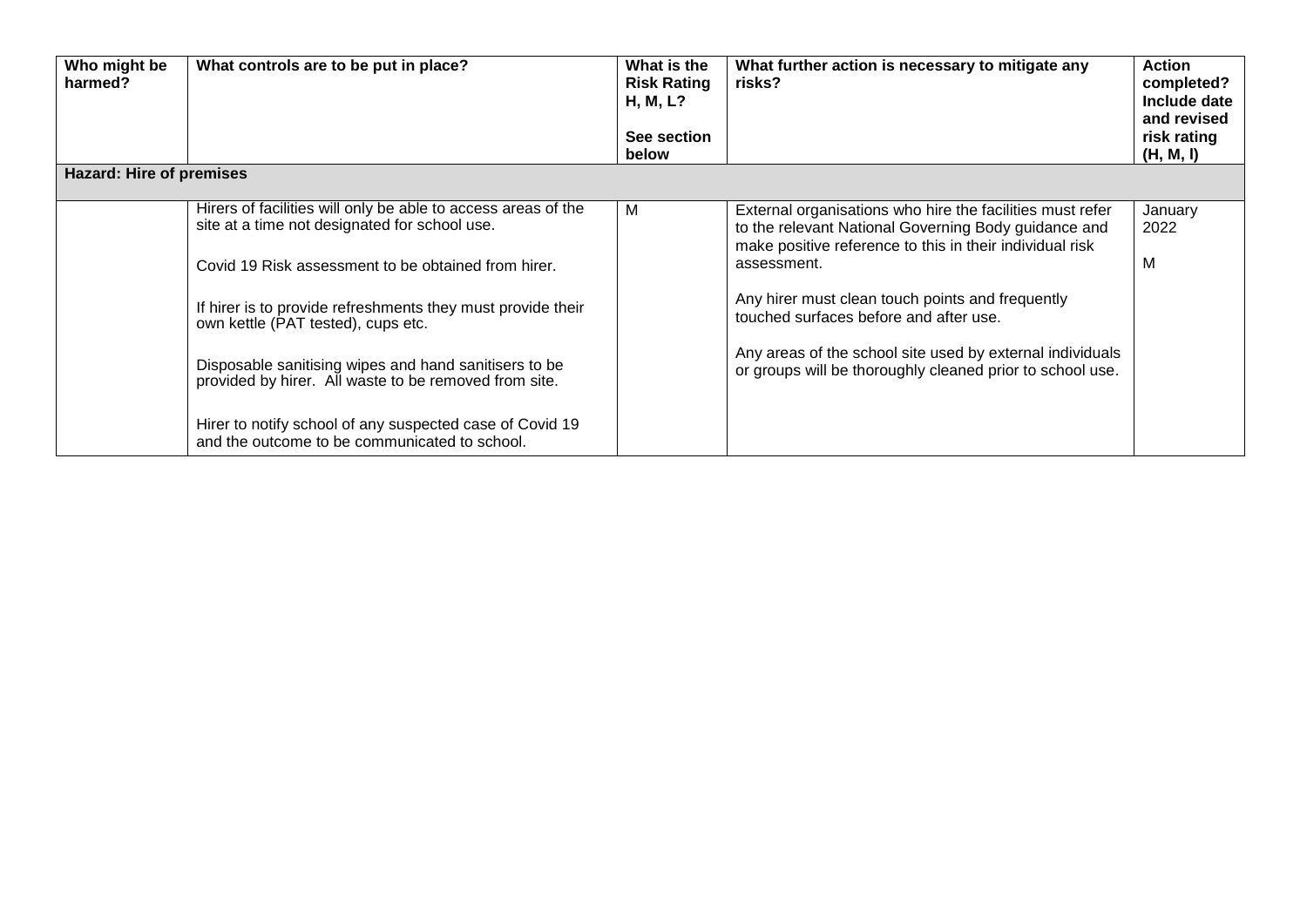| Who might be harmed? | What controls are to be put in place? | What is the Risk Rating H, M, L?<br><br>See section below | What further action is necessary to mitigate any risks? | Action completed? Include date and revised risk rating (H, M, l) |
|---|---|---|---|---|
| **Hazard: Hire of premises** | | | | |
| | Hirers of facilities will only be able to access areas of the site at a time not designated for school use.<br><br>Covid 19 Risk assessment to be obtained from hirer.<br><br>If hirer is to provide refreshments they must provide their own kettle (PAT tested), cups etc.<br><br>Disposable sanitising wipes and hand sanitisers to be provided by hirer. All waste to be removed from site.<br><br>Hirer to notify school of any suspected case of Covid 19 and the outcome to be communicated to school. | M | External organisations who hire the facilities must refer to the relevant National Governing Body guidance and make positive reference to this in their individual risk assessment.<br><br>Any hirer must clean touch points and frequently touched surfaces before and after use.<br><br>Any areas of the school site used by external individuals or groups will be thoroughly cleaned prior to school use. | January 2022<br><br>M |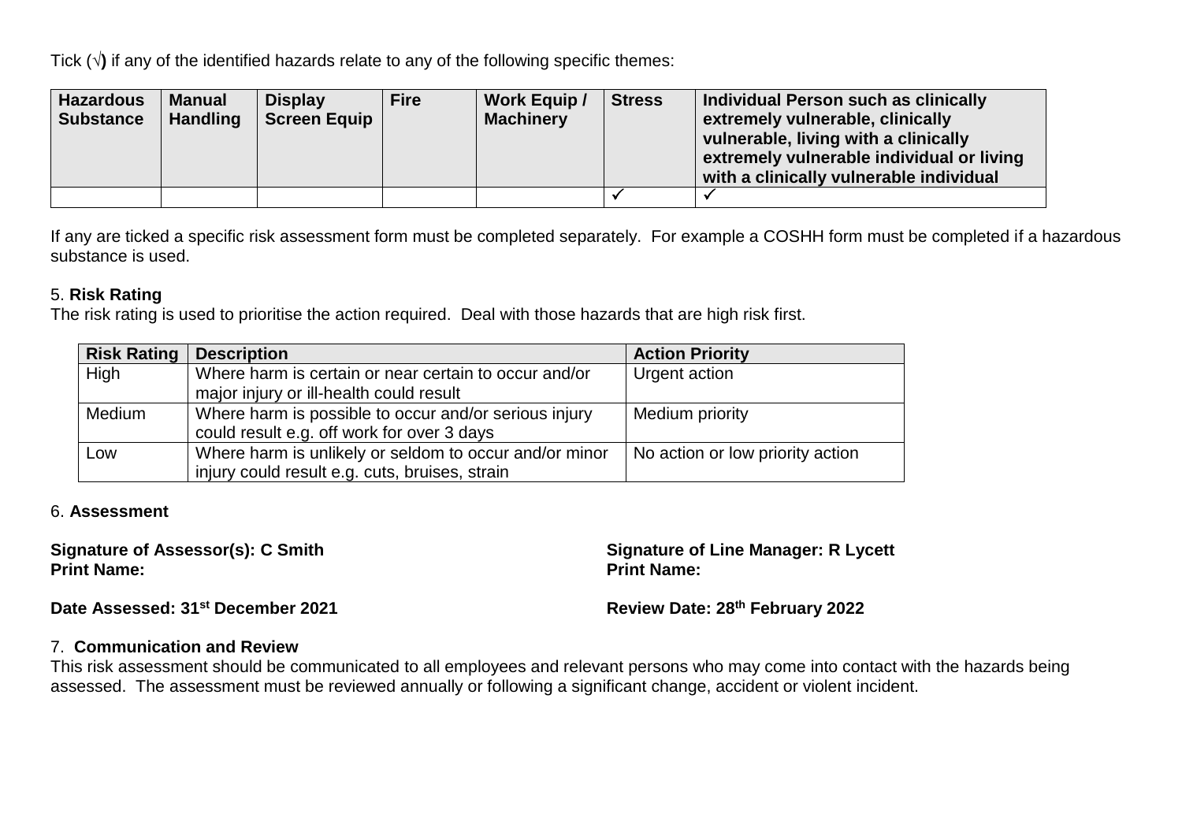Tick (√**)** if any of the identified hazards relate to any of the following specific themes:

| **Hazardous Substance** | **Manual Handling** | **Display Screen Equip** | **Fire** | **Work Equip / Machinery** | **Stress** | **Individual Person such as clinically extremely vulnerable, clinically vulnerable, living with a clinically extremely vulnerable individual or living with a clinically vulnerable individual** |
|---|---|---|---|---|---|---|
| | | | | | ✓ | ✓ |

If any are ticked a specific risk assessment form must be completed separately. For example a COSHH form must be completed if a hazardous substance is used.

5. **Risk Rating**

The risk rating is used to prioritise the action required. Deal with those hazards that are high risk first.

| **Risk Rating** | **Description** | **Action Priority** |
|---|---|---|
| High | Where harm is certain or near certain to occur and/or major injury or ill-health could result | Urgent action |
| Medium | Where harm is possible to occur and/or serious injury could result e.g. off work for over 3 days | Medium priority |
| Low | Where harm is unlikely or seldom to occur and/or minor injury could result e.g. cuts, bruises, strain | No action or low priority action |

6. **Assessment**

**Signature of Assessor(s): C Smith**
**Print Name:**

**Signature of Line Manager: R Lycett**
**Print Name:**

**Date Assessed: 31st December 2021**

**Review Date: 28th February 2022**

7. **Communication and Review**

This risk assessment should be communicated to all employees and relevant persons who may come into contact with the hazards being assessed. The assessment must be reviewed annually or following a significant change, accident or violent incident.